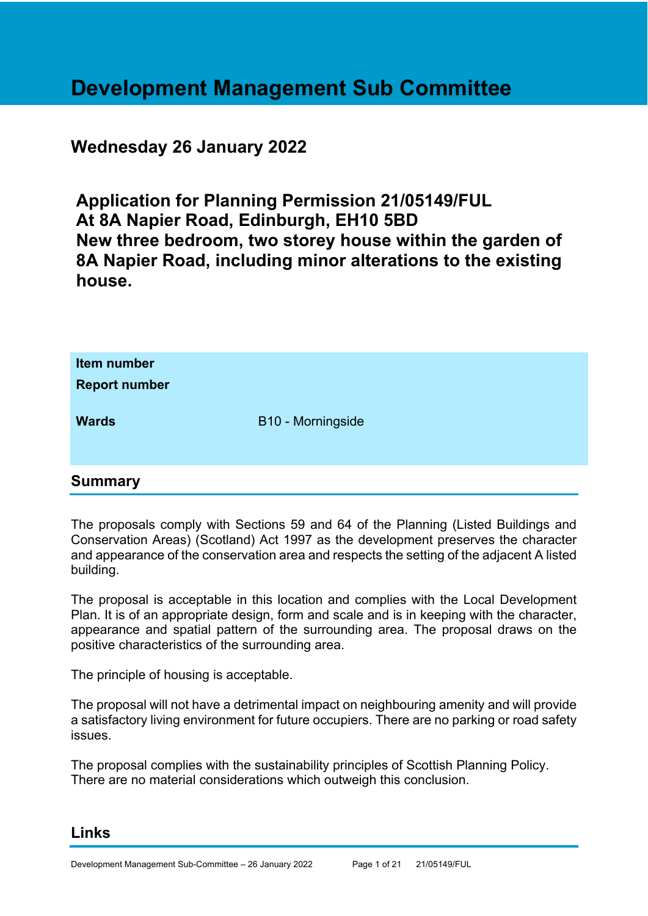# Development Management Sub Committee

## Wednesday 26 January 2022

## Application for Planning Permission 21/05149/FUL At 8A Napier Road, Edinburgh, EH10 5BD New three bedroom, two storey house within the garden of 8A Napier Road, including minor alterations to the existing house.

| | |
|---|---|
| **Item number** | |
| **Report number** | |
| **Wards** | B10 - Morningside |

## Summary

The proposals comply with Sections 59 and 64 of the Planning (Listed Buildings and Conservation Areas) (Scotland) Act 1997 as the development preserves the character and appearance of the conservation area and respects the setting of the adjacent A listed building.

The proposal is acceptable in this location and complies with the Local Development Plan. It is of an appropriate design, form and scale and is in keeping with the character, appearance and spatial pattern of the surrounding area. The proposal draws on the positive characteristics of the surrounding area.

The principle of housing is acceptable.

The proposal will not have a detrimental impact on neighbouring amenity and will provide a satisfactory living environment for future occupiers. There are no parking or road safety issues.

The proposal complies with the sustainability principles of Scottish Planning Policy. There are no material considerations which outweigh this conclusion.

## Links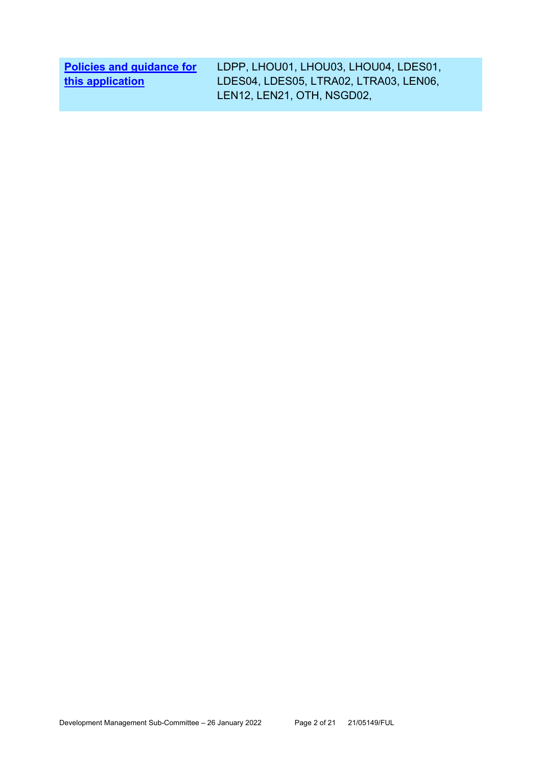| **Policies and guidance for this application** | LDPP, LHOU01, LHOU03, LHOU04, LDES01, LDES04, LDES05, LTRA02, LTRA03, LEN06, LEN12, LEN21, OTH, NSGD02, |
|---|---|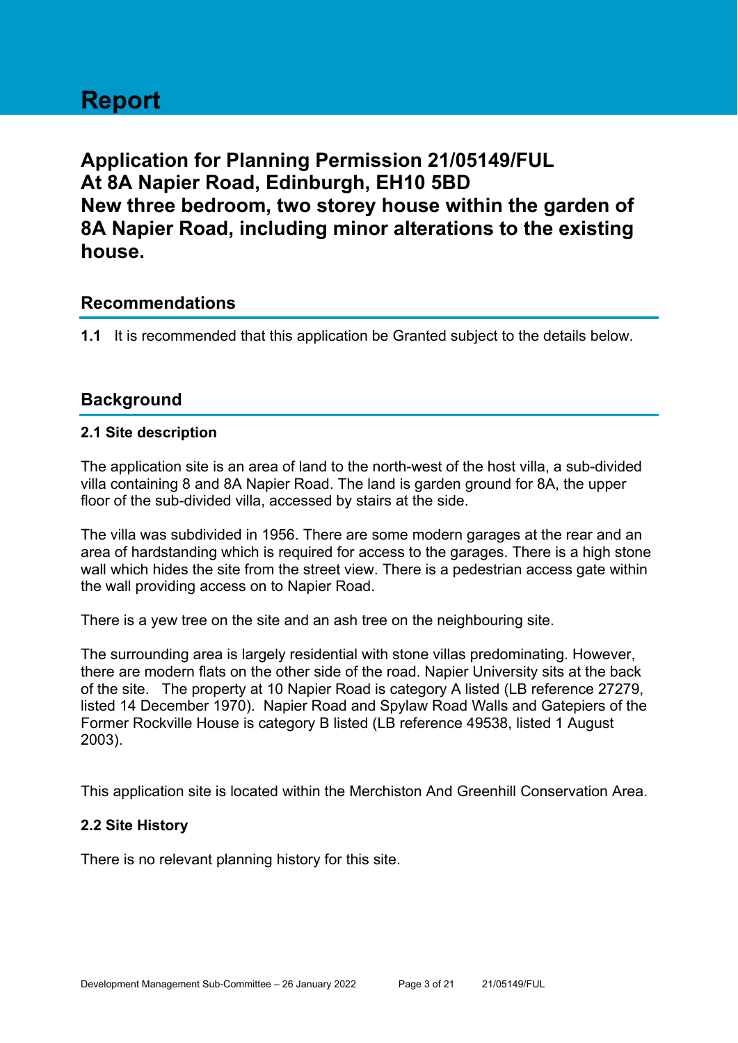# Report

## Application for Planning Permission 21/05149/FUL At 8A Napier Road, Edinburgh, EH10 5BD New three bedroom, two storey house within the garden of 8A Napier Road, including minor alterations to the existing house.

### Recommendations

**1.1** It is recommended that this application be Granted subject to the details below.

### Background

#### 2.1 Site description

The application site is an area of land to the north-west of the host villa, a sub-divided villa containing 8 and 8A Napier Road. The land is garden ground for 8A, the upper floor of the sub-divided villa, accessed by stairs at the side.

The villa was subdivided in 1956. There are some modern garages at the rear and an area of hardstanding which is required for access to the garages. There is a high stone wall which hides the site from the street view. There is a pedestrian access gate within the wall providing access on to Napier Road.

There is a yew tree on the site and an ash tree on the neighbouring site.

The surrounding area is largely residential with stone villas predominating. However, there are modern flats on the other side of the road. Napier University sits at the back of the site. The property at 10 Napier Road is category A listed (LB reference 27279, listed 14 December 1970). Napier Road and Spylaw Road Walls and Gatepiers of the Former Rockville House is category B listed (LB reference 49538, listed 1 August 2003).

This application site is located within the Merchiston And Greenhill Conservation Area.

#### 2.2 Site History

There is no relevant planning history for this site.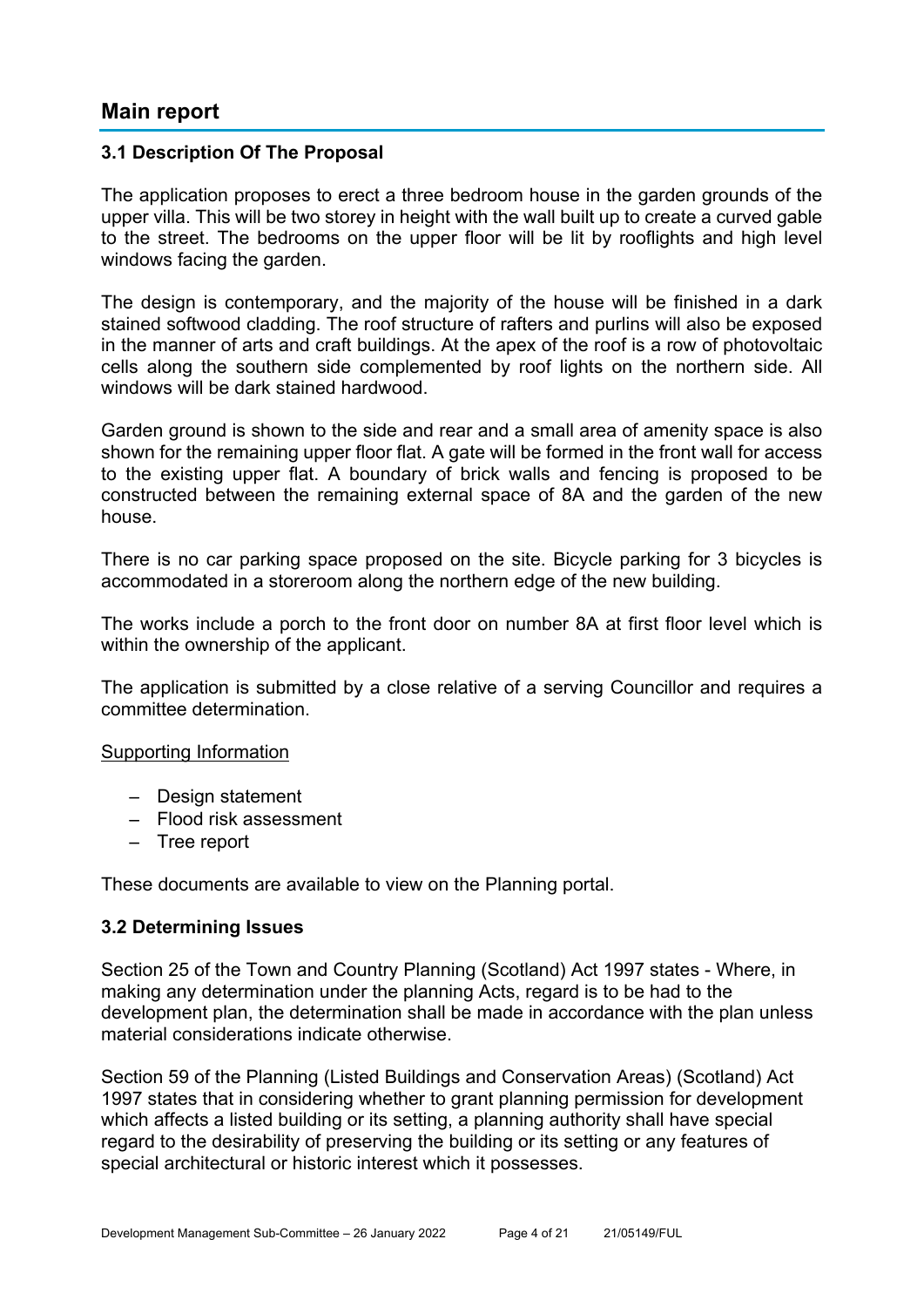## Main report

### 3.1 Description Of The Proposal

The application proposes to erect a three bedroom house in the garden grounds of the upper villa. This will be two storey in height with the wall built up to create a curved gable to the street. The bedrooms on the upper floor will be lit by rooflights and high level windows facing the garden.

The design is contemporary, and the majority of the house will be finished in a dark stained softwood cladding. The roof structure of rafters and purlins will also be exposed in the manner of arts and craft buildings. At the apex of the roof is a row of photovoltaic cells along the southern side complemented by roof lights on the northern side. All windows will be dark stained hardwood.

Garden ground is shown to the side and rear and a small area of amenity space is also shown for the remaining upper floor flat. A gate will be formed in the front wall for access to the existing upper flat. A boundary of brick walls and fencing is proposed to be constructed between the remaining external space of 8A and the garden of the new house.

There is no car parking space proposed on the site. Bicycle parking for 3 bicycles is accommodated in a storeroom along the northern edge of the new building.

The works include a porch to the front door on number 8A at first floor level which is within the ownership of the applicant.

The application is submitted by a close relative of a serving Councillor and requires a committee determination.

Supporting Information

- Design statement
- Flood risk assessment
- Tree report

These documents are available to view on the Planning portal.

### 3.2 Determining Issues

Section 25 of the Town and Country Planning (Scotland) Act 1997 states - Where, in making any determination under the planning Acts, regard is to be had to the development plan, the determination shall be made in accordance with the plan unless material considerations indicate otherwise.

Section 59 of the Planning (Listed Buildings and Conservation Areas) (Scotland) Act 1997 states that in considering whether to grant planning permission for development which affects a listed building or its setting, a planning authority shall have special regard to the desirability of preserving the building or its setting or any features of special architectural or historic interest which it possesses.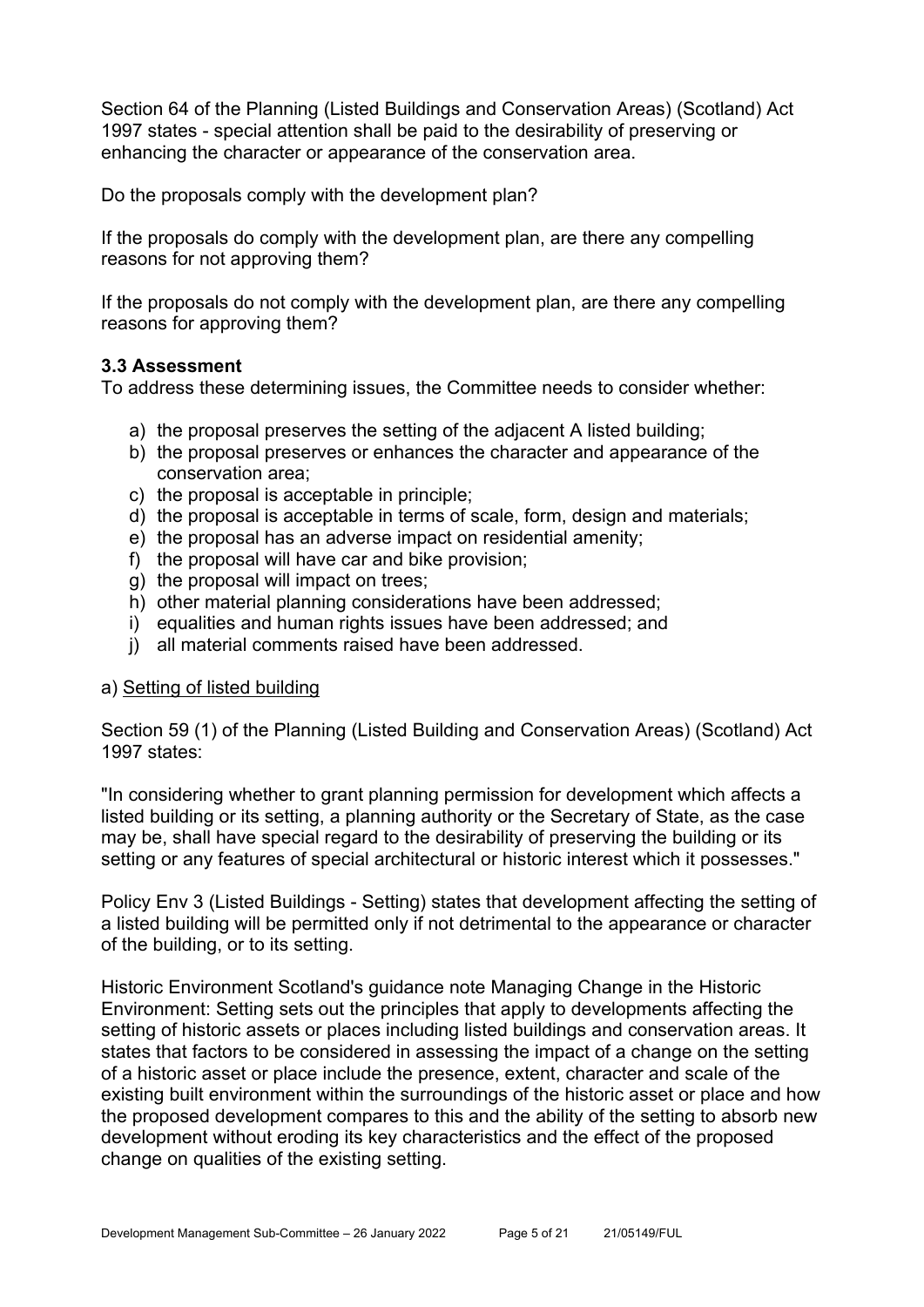Section 64 of the Planning (Listed Buildings and Conservation Areas) (Scotland) Act 1997 states - special attention shall be paid to the desirability of preserving or enhancing the character or appearance of the conservation area.

Do the proposals comply with the development plan?

If the proposals do comply with the development plan, are there any compelling reasons for not approving them?

If the proposals do not comply with the development plan, are there any compelling reasons for approving them?

### 3.3 Assessment

To address these determining issues, the Committee needs to consider whether:

a) the proposal preserves the setting of the adjacent A listed building;
b) the proposal preserves or enhances the character and appearance of the conservation area;
c) the proposal is acceptable in principle;
d) the proposal is acceptable in terms of scale, form, design and materials;
e) the proposal has an adverse impact on residential amenity;
f) the proposal will have car and bike provision;
g) the proposal will impact on trees;
h) other material planning considerations have been addressed;
i) equalities and human rights issues have been addressed; and
j) all material comments raised have been addressed.

a) Setting of listed building

Section 59 (1) of the Planning (Listed Building and Conservation Areas) (Scotland) Act 1997 states:

"In considering whether to grant planning permission for development which affects a listed building or its setting, a planning authority or the Secretary of State, as the case may be, shall have special regard to the desirability of preserving the building or its setting or any features of special architectural or historic interest which it possesses."

Policy Env 3 (Listed Buildings - Setting) states that development affecting the setting of a listed building will be permitted only if not detrimental to the appearance or character of the building, or to its setting.

Historic Environment Scotland's guidance note Managing Change in the Historic Environment: Setting sets out the principles that apply to developments affecting the setting of historic assets or places including listed buildings and conservation areas. It states that factors to be considered in assessing the impact of a change on the setting of a historic asset or place include the presence, extent, character and scale of the existing built environment within the surroundings of the historic asset or place and how the proposed development compares to this and the ability of the setting to absorb new development without eroding its key characteristics and the effect of the proposed change on qualities of the existing setting.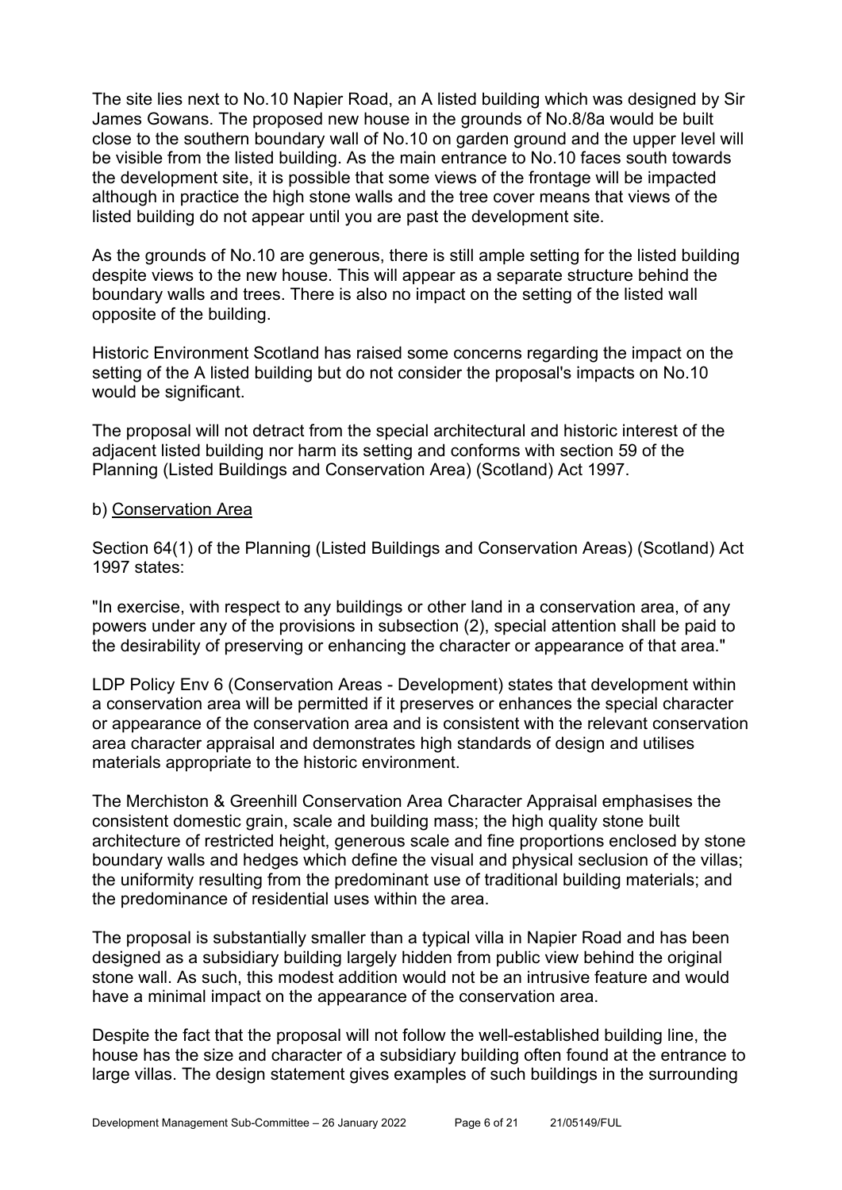The site lies next to No.10 Napier Road, an A listed building which was designed by Sir James Gowans. The proposed new house in the grounds of No.8/8a would be built close to the southern boundary wall of No.10 on garden ground and the upper level will be visible from the listed building. As the main entrance to No.10 faces south towards the development site, it is possible that some views of the frontage will be impacted although in practice the high stone walls and the tree cover means that views of the listed building do not appear until you are past the development site.

As the grounds of No.10 are generous, there is still ample setting for the listed building despite views to the new house. This will appear as a separate structure behind the boundary walls and trees. There is also no impact on the setting of the listed wall opposite of the building.

Historic Environment Scotland has raised some concerns regarding the impact on the setting of the A listed building but do not consider the proposal's impacts on No.10 would be significant.

The proposal will not detract from the special architectural and historic interest of the adjacent listed building nor harm its setting and conforms with section 59 of the Planning (Listed Buildings and Conservation Area) (Scotland) Act 1997.

b) <u>Conservation Area</u>

Section 64(1) of the Planning (Listed Buildings and Conservation Areas) (Scotland) Act 1997 states:

"In exercise, with respect to any buildings or other land in a conservation area, of any powers under any of the provisions in subsection (2), special attention shall be paid to the desirability of preserving or enhancing the character or appearance of that area."

LDP Policy Env 6 (Conservation Areas - Development) states that development within a conservation area will be permitted if it preserves or enhances the special character or appearance of the conservation area and is consistent with the relevant conservation area character appraisal and demonstrates high standards of design and utilises materials appropriate to the historic environment.

The Merchiston & Greenhill Conservation Area Character Appraisal emphasises the consistent domestic grain, scale and building mass; the high quality stone built architecture of restricted height, generous scale and fine proportions enclosed by stone boundary walls and hedges which define the visual and physical seclusion of the villas; the uniformity resulting from the predominant use of traditional building materials; and the predominance of residential uses within the area.

The proposal is substantially smaller than a typical villa in Napier Road and has been designed as a subsidiary building largely hidden from public view behind the original stone wall. As such, this modest addition would not be an intrusive feature and would have a minimal impact on the appearance of the conservation area.

Despite the fact that the proposal will not follow the well-established building line, the house has the size and character of a subsidiary building often found at the entrance to large villas. The design statement gives examples of such buildings in the surrounding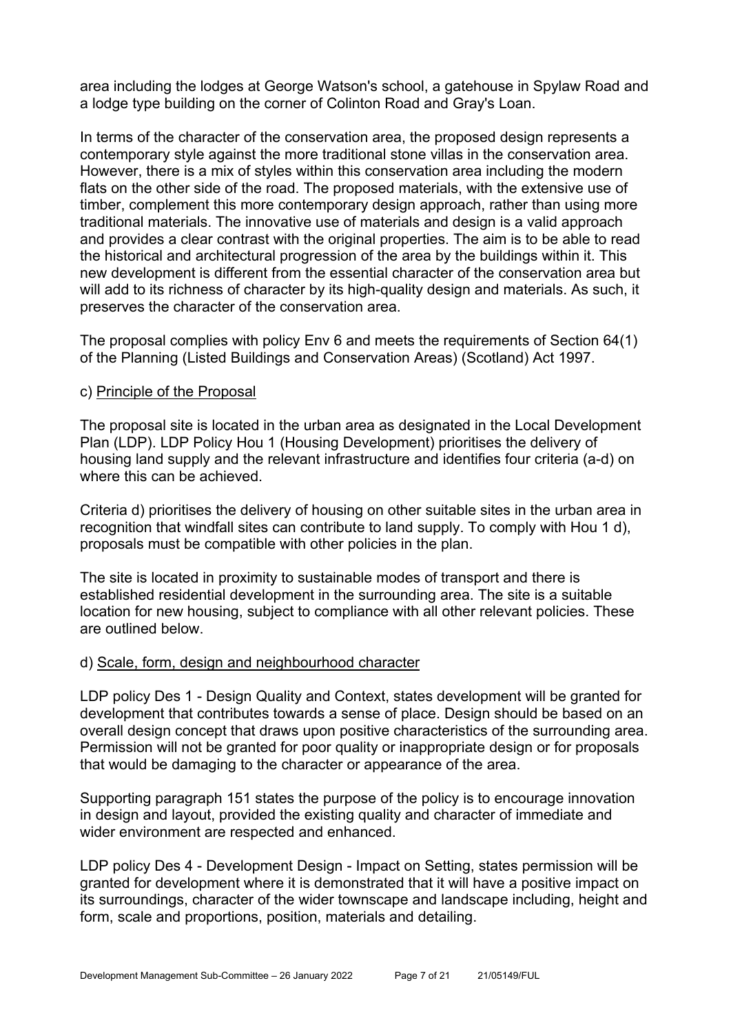area including the lodges at George Watson's school, a gatehouse in Spylaw Road and a lodge type building on the corner of Colinton Road and Gray's Loan.

In terms of the character of the conservation area, the proposed design represents a contemporary style against the more traditional stone villas in the conservation area. However, there is a mix of styles within this conservation area including the modern flats on the other side of the road. The proposed materials, with the extensive use of timber, complement this more contemporary design approach, rather than using more traditional materials. The innovative use of materials and design is a valid approach and provides a clear contrast with the original properties. The aim is to be able to read the historical and architectural progression of the area by the buildings within it. This new development is different from the essential character of the conservation area but will add to its richness of character by its high-quality design and materials. As such, it preserves the character of the conservation area.

The proposal complies with policy Env 6 and meets the requirements of Section 64(1) of the Planning (Listed Buildings and Conservation Areas) (Scotland) Act 1997.

c) Principle of the Proposal

The proposal site is located in the urban area as designated in the Local Development Plan (LDP). LDP Policy Hou 1 (Housing Development) prioritises the delivery of housing land supply and the relevant infrastructure and identifies four criteria (a-d) on where this can be achieved.

Criteria d) prioritises the delivery of housing on other suitable sites in the urban area in recognition that windfall sites can contribute to land supply. To comply with Hou 1 d), proposals must be compatible with other policies in the plan.

The site is located in proximity to sustainable modes of transport and there is established residential development in the surrounding area. The site is a suitable location for new housing, subject to compliance with all other relevant policies. These are outlined below.

d) Scale, form, design and neighbourhood character

LDP policy Des 1 - Design Quality and Context, states development will be granted for development that contributes towards a sense of place. Design should be based on an overall design concept that draws upon positive characteristics of the surrounding area. Permission will not be granted for poor quality or inappropriate design or for proposals that would be damaging to the character or appearance of the area.

Supporting paragraph 151 states the purpose of the policy is to encourage innovation in design and layout, provided the existing quality and character of immediate and wider environment are respected and enhanced.

LDP policy Des 4 - Development Design - Impact on Setting, states permission will be granted for development where it is demonstrated that it will have a positive impact on its surroundings, character of the wider townscape and landscape including, height and form, scale and proportions, position, materials and detailing.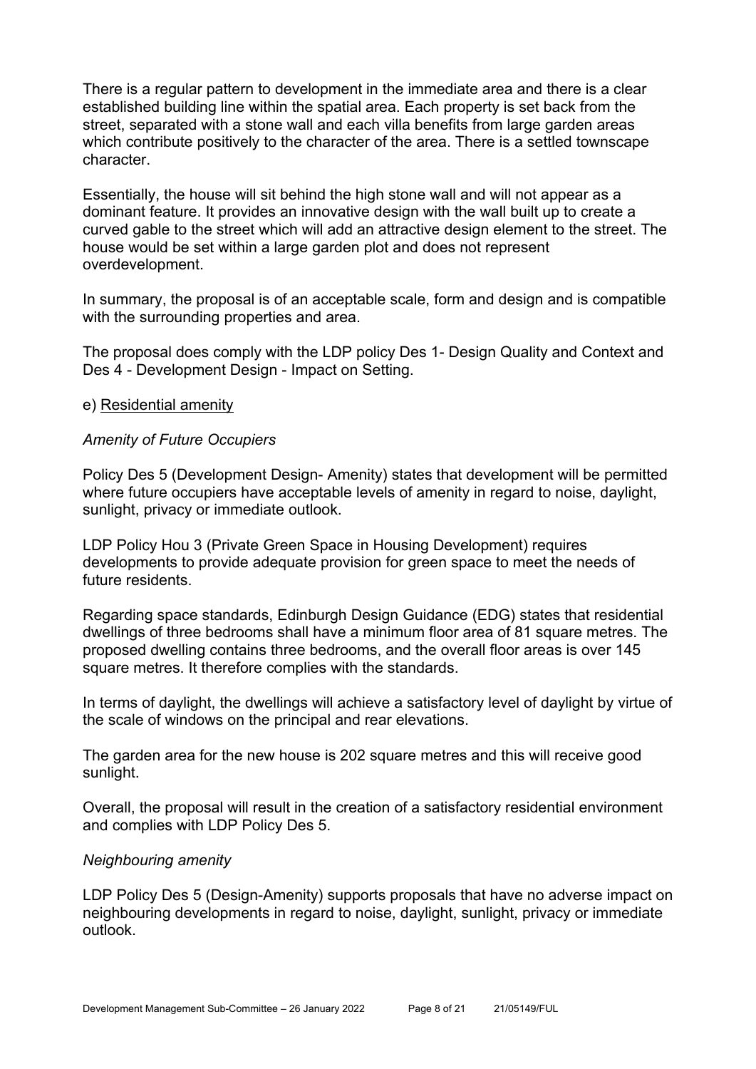There is a regular pattern to development in the immediate area and there is a clear established building line within the spatial area. Each property is set back from the street, separated with a stone wall and each villa benefits from large garden areas which contribute positively to the character of the area. There is a settled townscape character.

Essentially, the house will sit behind the high stone wall and will not appear as a dominant feature. It provides an innovative design with the wall built up to create a curved gable to the street which will add an attractive design element to the street. The house would be set within a large garden plot and does not represent overdevelopment.

In summary, the proposal is of an acceptable scale, form and design and is compatible with the surrounding properties and area.

The proposal does comply with the LDP policy Des 1- Design Quality and Context and Des 4 - Development Design - Impact on Setting.

e) Residential amenity

*Amenity of Future Occupiers*

Policy Des 5 (Development Design- Amenity) states that development will be permitted where future occupiers have acceptable levels of amenity in regard to noise, daylight, sunlight, privacy or immediate outlook.

LDP Policy Hou 3 (Private Green Space in Housing Development) requires developments to provide adequate provision for green space to meet the needs of future residents.

Regarding space standards, Edinburgh Design Guidance (EDG) states that residential dwellings of three bedrooms shall have a minimum floor area of 81 square metres. The proposed dwelling contains three bedrooms, and the overall floor areas is over 145 square metres. It therefore complies with the standards.

In terms of daylight, the dwellings will achieve a satisfactory level of daylight by virtue of the scale of windows on the principal and rear elevations.

The garden area for the new house is 202 square metres and this will receive good sunlight.

Overall, the proposal will result in the creation of a satisfactory residential environment and complies with LDP Policy Des 5.

*Neighbouring amenity*

LDP Policy Des 5 (Design-Amenity) supports proposals that have no adverse impact on neighbouring developments in regard to noise, daylight, sunlight, privacy or immediate outlook.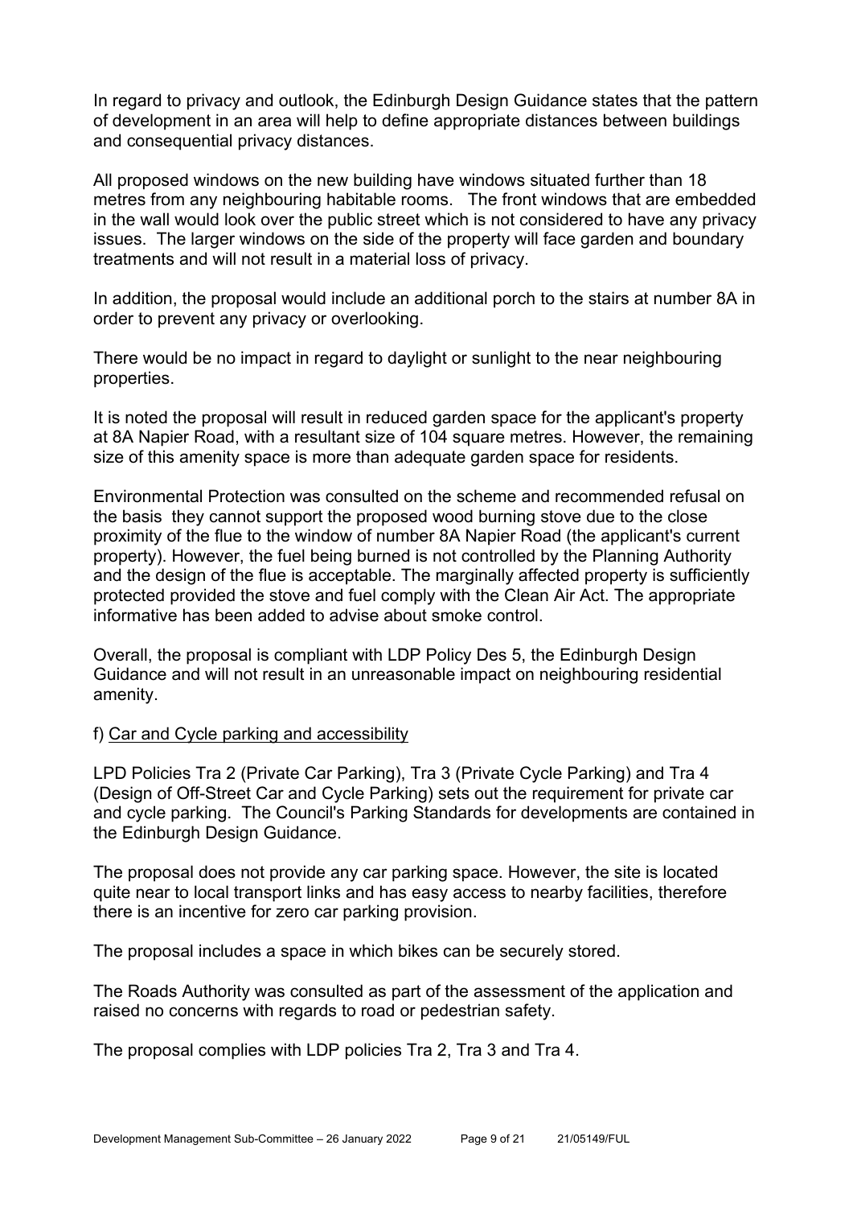In regard to privacy and outlook, the Edinburgh Design Guidance states that the pattern of development in an area will help to define appropriate distances between buildings and consequential privacy distances.

All proposed windows on the new building have windows situated further than 18 metres from any neighbouring habitable rooms. The front windows that are embedded in the wall would look over the public street which is not considered to have any privacy issues. The larger windows on the side of the property will face garden and boundary treatments and will not result in a material loss of privacy.

In addition, the proposal would include an additional porch to the stairs at number 8A in order to prevent any privacy or overlooking.

There would be no impact in regard to daylight or sunlight to the near neighbouring properties.

It is noted the proposal will result in reduced garden space for the applicant's property at 8A Napier Road, with a resultant size of 104 square metres. However, the remaining size of this amenity space is more than adequate garden space for residents.

Environmental Protection was consulted on the scheme and recommended refusal on the basis they cannot support the proposed wood burning stove due to the close proximity of the flue to the window of number 8A Napier Road (the applicant's current property). However, the fuel being burned is not controlled by the Planning Authority and the design of the flue is acceptable. The marginally affected property is sufficiently protected provided the stove and fuel comply with the Clean Air Act. The appropriate informative has been added to advise about smoke control.

Overall, the proposal is compliant with LDP Policy Des 5, the Edinburgh Design Guidance and will not result in an unreasonable impact on neighbouring residential amenity.

f) Car and Cycle parking and accessibility

LPD Policies Tra 2 (Private Car Parking), Tra 3 (Private Cycle Parking) and Tra 4 (Design of Off-Street Car and Cycle Parking) sets out the requirement for private car and cycle parking. The Council's Parking Standards for developments are contained in the Edinburgh Design Guidance.

The proposal does not provide any car parking space. However, the site is located quite near to local transport links and has easy access to nearby facilities, therefore there is an incentive for zero car parking provision.

The proposal includes a space in which bikes can be securely stored.

The Roads Authority was consulted as part of the assessment of the application and raised no concerns with regards to road or pedestrian safety.

The proposal complies with LDP policies Tra 2, Tra 3 and Tra 4.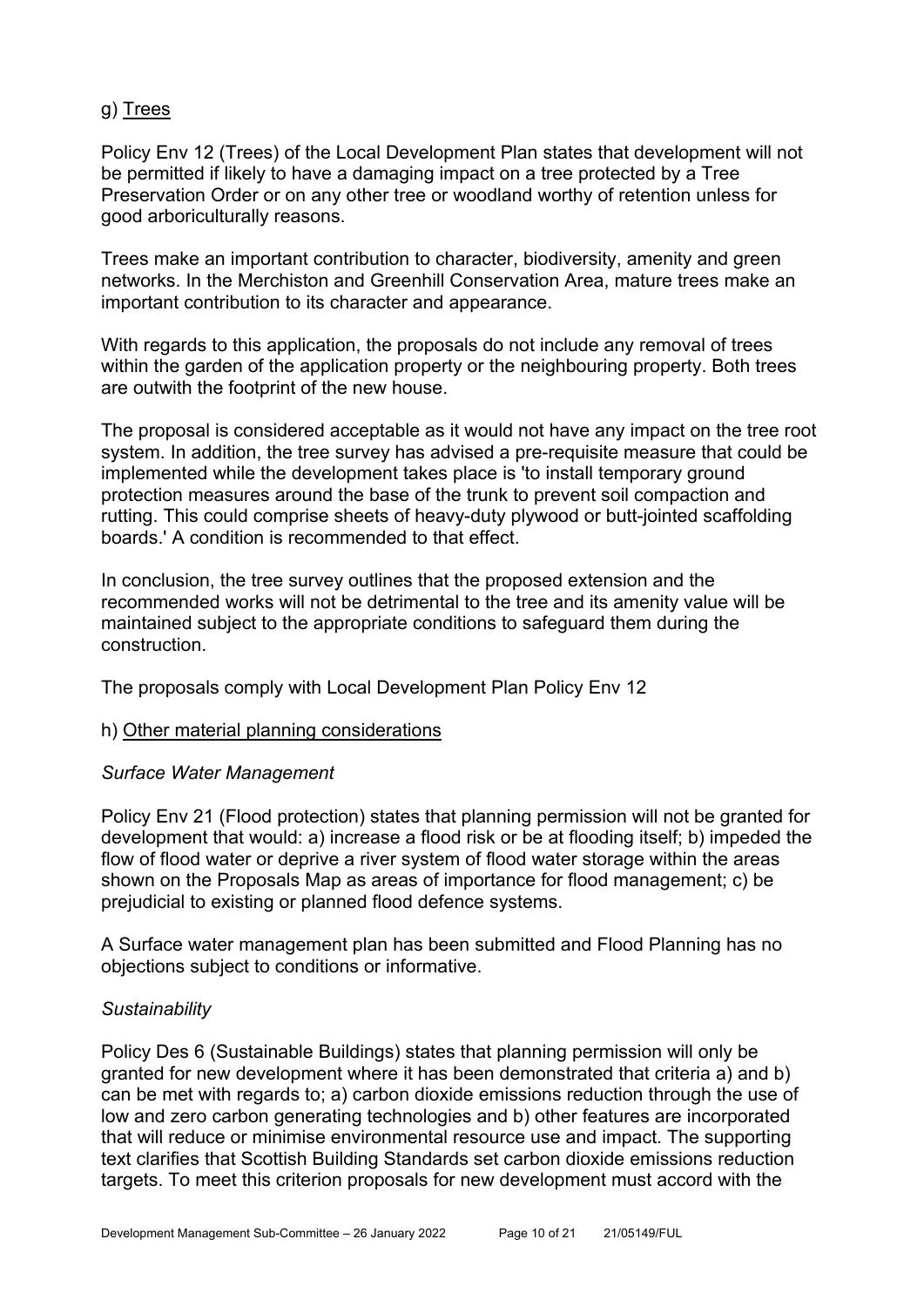g) <u>Trees</u>

Policy Env 12 (Trees) of the Local Development Plan states that development will not be permitted if likely to have a damaging impact on a tree protected by a Tree Preservation Order or on any other tree or woodland worthy of retention unless for good arboriculturally reasons.

Trees make an important contribution to character, biodiversity, amenity and green networks. In the Merchiston and Greenhill Conservation Area, mature trees make an important contribution to its character and appearance.

With regards to this application, the proposals do not include any removal of trees within the garden of the application property or the neighbouring property. Both trees are outwith the footprint of the new house.

The proposal is considered acceptable as it would not have any impact on the tree root system. In addition, the tree survey has advised a pre-requisite measure that could be implemented while the development takes place is 'to install temporary ground protection measures around the base of the trunk to prevent soil compaction and rutting. This could comprise sheets of heavy-duty plywood or butt-jointed scaffolding boards.' A condition is recommended to that effect.

In conclusion, the tree survey outlines that the proposed extension and the recommended works will not be detrimental to the tree and its amenity value will be maintained subject to the appropriate conditions to safeguard them during the construction.

The proposals comply with Local Development Plan Policy Env 12

h) <u>Other material planning considerations</u>

*Surface Water Management*

Policy Env 21 (Flood protection) states that planning permission will not be granted for development that would: a) increase a flood risk or be at flooding itself; b) impeded the flow of flood water or deprive a river system of flood water storage within the areas shown on the Proposals Map as areas of importance for flood management; c) be prejudicial to existing or planned flood defence systems.

A Surface water management plan has been submitted and Flood Planning has no objections subject to conditions or informative.

*Sustainability*

Policy Des 6 (Sustainable Buildings) states that planning permission will only be granted for new development where it has been demonstrated that criteria a) and b) can be met with regards to; a) carbon dioxide emissions reduction through the use of low and zero carbon generating technologies and b) other features are incorporated that will reduce or minimise environmental resource use and impact. The supporting text clarifies that Scottish Building Standards set carbon dioxide emissions reduction targets. To meet this criterion proposals for new development must accord with the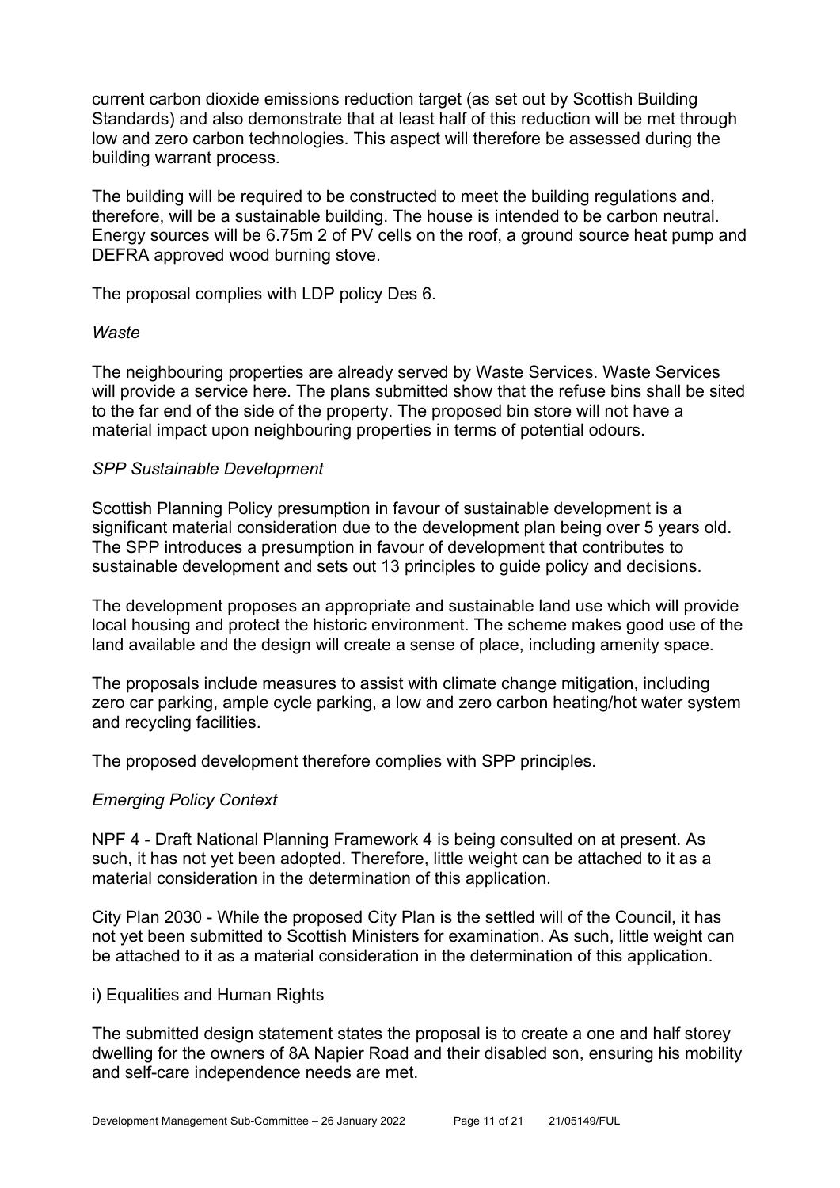current carbon dioxide emissions reduction target (as set out by Scottish Building Standards) and also demonstrate that at least half of this reduction will be met through low and zero carbon technologies. This aspect will therefore be assessed during the building warrant process.

The building will be required to be constructed to meet the building regulations and, therefore, will be a sustainable building. The house is intended to be carbon neutral. Energy sources will be 6.75m 2 of PV cells on the roof, a ground source heat pump and DEFRA approved wood burning stove.

The proposal complies with LDP policy Des 6.

*Waste*

The neighbouring properties are already served by Waste Services. Waste Services will provide a service here. The plans submitted show that the refuse bins shall be sited to the far end of the side of the property. The proposed bin store will not have a material impact upon neighbouring properties in terms of potential odours.

*SPP Sustainable Development*

Scottish Planning Policy presumption in favour of sustainable development is a significant material consideration due to the development plan being over 5 years old. The SPP introduces a presumption in favour of development that contributes to sustainable development and sets out 13 principles to guide policy and decisions.

The development proposes an appropriate and sustainable land use which will provide local housing and protect the historic environment. The scheme makes good use of the land available and the design will create a sense of place, including amenity space.

The proposals include measures to assist with climate change mitigation, including zero car parking, ample cycle parking, a low and zero carbon heating/hot water system and recycling facilities.

The proposed development therefore complies with SPP principles.

*Emerging Policy Context*

NPF 4 - Draft National Planning Framework 4 is being consulted on at present. As such, it has not yet been adopted. Therefore, little weight can be attached to it as a material consideration in the determination of this application.

City Plan 2030 - While the proposed City Plan is the settled will of the Council, it has not yet been submitted to Scottish Ministers for examination. As such, little weight can be attached to it as a material consideration in the determination of this application.

i) Equalities and Human Rights

The submitted design statement states the proposal is to create a one and half storey dwelling for the owners of 8A Napier Road and their disabled son, ensuring his mobility and self-care independence needs are met.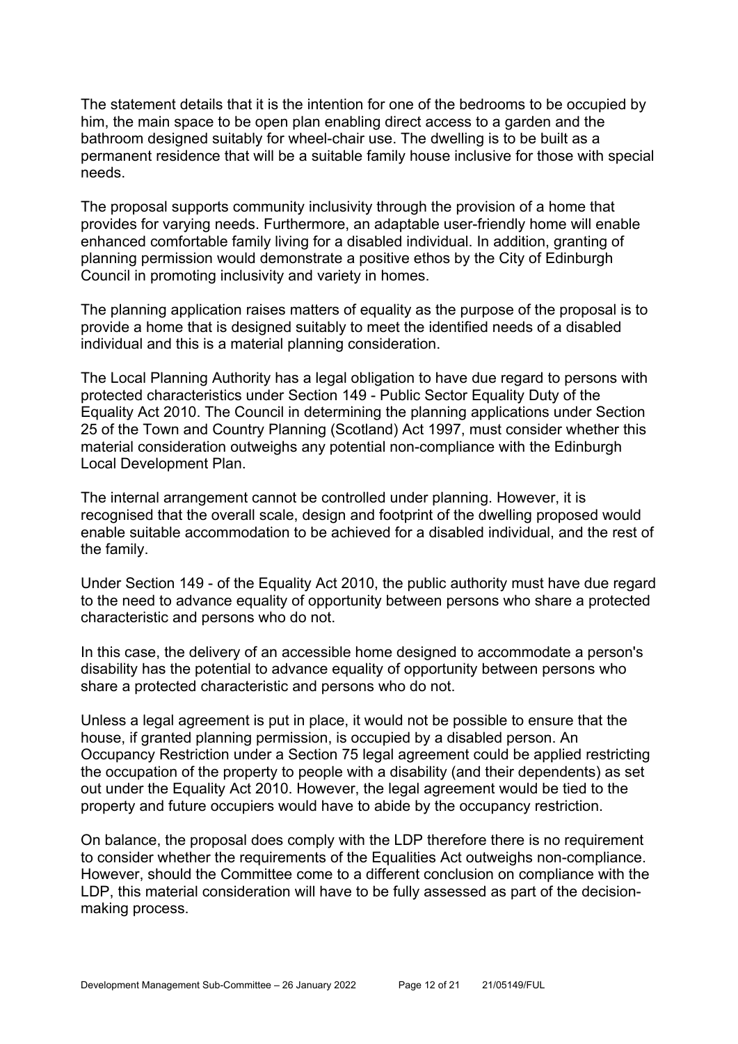The statement details that it is the intention for one of the bedrooms to be occupied by him, the main space to be open plan enabling direct access to a garden and the bathroom designed suitably for wheel-chair use. The dwelling is to be built as a permanent residence that will be a suitable family house inclusive for those with special needs.

The proposal supports community inclusivity through the provision of a home that provides for varying needs. Furthermore, an adaptable user-friendly home will enable enhanced comfortable family living for a disabled individual. In addition, granting of planning permission would demonstrate a positive ethos by the City of Edinburgh Council in promoting inclusivity and variety in homes.

The planning application raises matters of equality as the purpose of the proposal is to provide a home that is designed suitably to meet the identified needs of a disabled individual and this is a material planning consideration.

The Local Planning Authority has a legal obligation to have due regard to persons with protected characteristics under Section 149 - Public Sector Equality Duty of the Equality Act 2010. The Council in determining the planning applications under Section 25 of the Town and Country Planning (Scotland) Act 1997, must consider whether this material consideration outweighs any potential non-compliance with the Edinburgh Local Development Plan.

The internal arrangement cannot be controlled under planning. However, it is recognised that the overall scale, design and footprint of the dwelling proposed would enable suitable accommodation to be achieved for a disabled individual, and the rest of the family.

Under Section 149 - of the Equality Act 2010, the public authority must have due regard to the need to advance equality of opportunity between persons who share a protected characteristic and persons who do not.

In this case, the delivery of an accessible home designed to accommodate a person's disability has the potential to advance equality of opportunity between persons who share a protected characteristic and persons who do not.

Unless a legal agreement is put in place, it would not be possible to ensure that the house, if granted planning permission, is occupied by a disabled person. An Occupancy Restriction under a Section 75 legal agreement could be applied restricting the occupation of the property to people with a disability (and their dependents) as set out under the Equality Act 2010. However, the legal agreement would be tied to the property and future occupiers would have to abide by the occupancy restriction.

On balance, the proposal does comply with the LDP therefore there is no requirement to consider whether the requirements of the Equalities Act outweighs non-compliance. However, should the Committee come to a different conclusion on compliance with the LDP, this material consideration will have to be fully assessed as part of the decision-making process.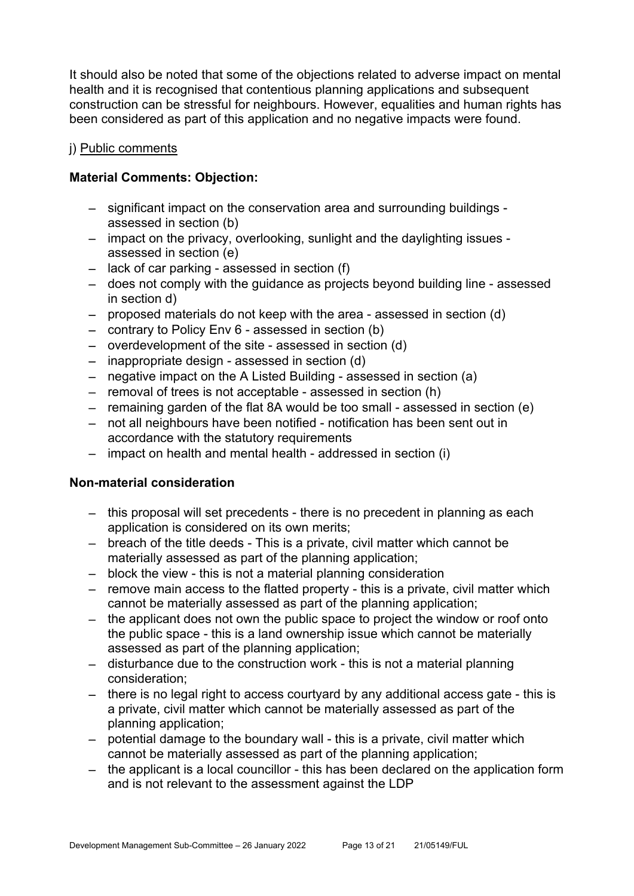It should also be noted that some of the objections related to adverse impact on mental health and it is recognised that contentious planning applications and subsequent construction can be stressful for neighbours. However, equalities and human rights has been considered as part of this application and no negative impacts were found.

j) Public comments

**Material Comments: Objection:**

- significant impact on the conservation area and surrounding buildings - assessed in section (b)
- impact on the privacy, overlooking, sunlight and the daylighting issues - assessed in section (e)
- lack of car parking - assessed in section (f)
- does not comply with the guidance as projects beyond building line - assessed in section d)
- proposed materials do not keep with the area - assessed in section (d)
- contrary to Policy Env 6 - assessed in section (b)
- overdevelopment of the site - assessed in section (d)
- inappropriate design - assessed in section (d)
- negative impact on the A Listed Building - assessed in section (a)
- removal of trees is not acceptable - assessed in section (h)
- remaining garden of the flat 8A would be too small - assessed in section (e)
- not all neighbours have been notified - notification has been sent out in accordance with the statutory requirements
- impact on health and mental health - addressed in section (i)

**Non-material consideration**

- this proposal will set precedents - there is no precedent in planning as each application is considered on its own merits;
- breach of the title deeds - This is a private, civil matter which cannot be materially assessed as part of the planning application;
- block the view - this is not a material planning consideration
- remove main access to the flatted property - this is a private, civil matter which cannot be materially assessed as part of the planning application;
- the applicant does not own the public space to project the window or roof onto the public space - this is a land ownership issue which cannot be materially assessed as part of the planning application;
- disturbance due to the construction work - this is not a material planning consideration;
- there is no legal right to access courtyard by any additional access gate - this is a private, civil matter which cannot be materially assessed as part of the planning application;
- potential damage to the boundary wall - this is a private, civil matter which cannot be materially assessed as part of the planning application;
- the applicant is a local councillor - this has been declared on the application form and is not relevant to the assessment against the LDP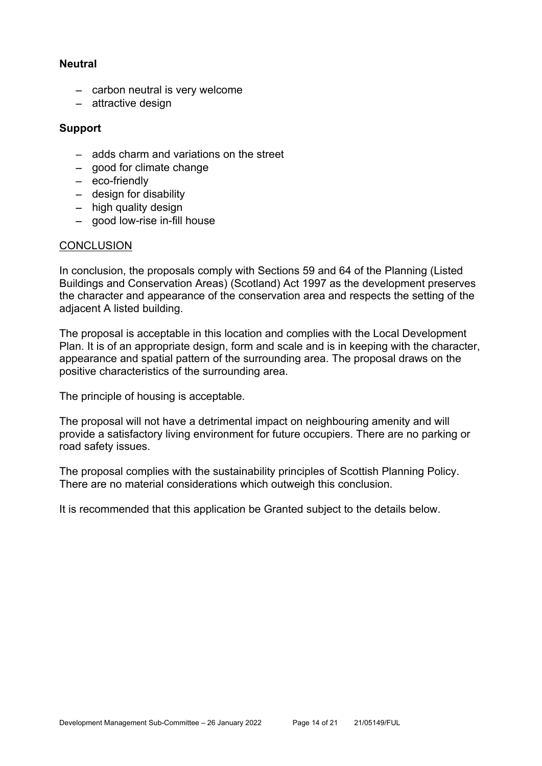**Neutral**

- carbon neutral is very welcome
- attractive design

**Support**

- adds charm and variations on the street
- good for climate change
- eco-friendly
- design for disability
- high quality design
- good low-rise in-fill house

CONCLUSION

In conclusion, the proposals comply with Sections 59 and 64 of the Planning (Listed Buildings and Conservation Areas) (Scotland) Act 1997 as the development preserves the character and appearance of the conservation area and respects the setting of the adjacent A listed building.

The proposal is acceptable in this location and complies with the Local Development Plan. It is of an appropriate design, form and scale and is in keeping with the character, appearance and spatial pattern of the surrounding area. The proposal draws on the positive characteristics of the surrounding area.

The principle of housing is acceptable.

The proposal will not have a detrimental impact on neighbouring amenity and will provide a satisfactory living environment for future occupiers. There are no parking or road safety issues.

The proposal complies with the sustainability principles of Scottish Planning Policy. There are no material considerations which outweigh this conclusion.

It is recommended that this application be Granted subject to the details below.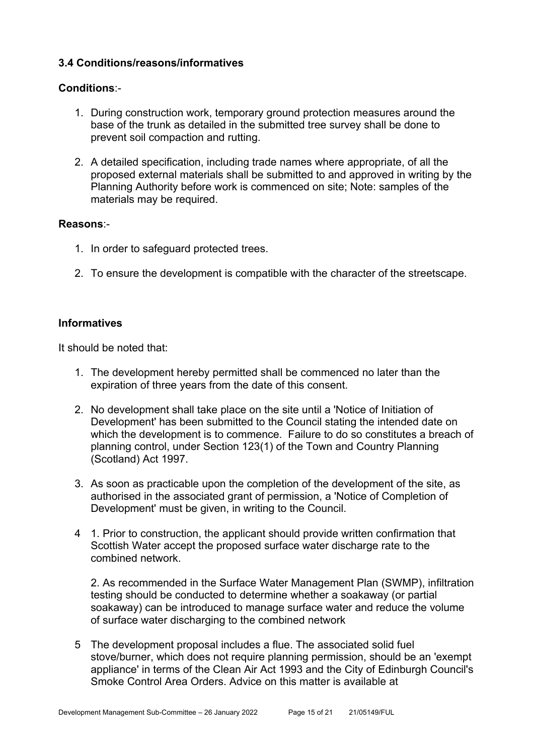### 3.4 Conditions/reasons/informatives

**Conditions**:-

1. During construction work, temporary ground protection measures around the base of the trunk as detailed in the submitted tree survey shall be done to prevent soil compaction and rutting.

2. A detailed specification, including trade names where appropriate, of all the proposed external materials shall be submitted to and approved in writing by the Planning Authority before work is commenced on site; Note: samples of the materials may be required.

**Reasons**:-

1. In order to safeguard protected trees.

2. To ensure the development is compatible with the character of the streetscape.

**Informatives**

It should be noted that:

1. The development hereby permitted shall be commenced no later than the expiration of three years from the date of this consent.

2. No development shall take place on the site until a 'Notice of Initiation of Development' has been submitted to the Council stating the intended date on which the development is to commence. Failure to do so constitutes a breach of planning control, under Section 123(1) of the Town and Country Planning (Scotland) Act 1997.

3. As soon as practicable upon the completion of the development of the site, as authorised in the associated grant of permission, a 'Notice of Completion of Development' must be given, in writing to the Council.

4. 1. Prior to construction, the applicant should provide written confirmation that Scottish Water accept the proposed surface water discharge rate to the combined network.

   2. As recommended in the Surface Water Management Plan (SWMP), infiltration testing should be conducted to determine whether a soakaway (or partial soakaway) can be introduced to manage surface water and reduce the volume of surface water discharging to the combined network

5. The development proposal includes a flue. The associated solid fuel stove/burner, which does not require planning permission, should be an 'exempt appliance' in terms of the Clean Air Act 1993 and the City of Edinburgh Council's Smoke Control Area Orders. Advice on this matter is available at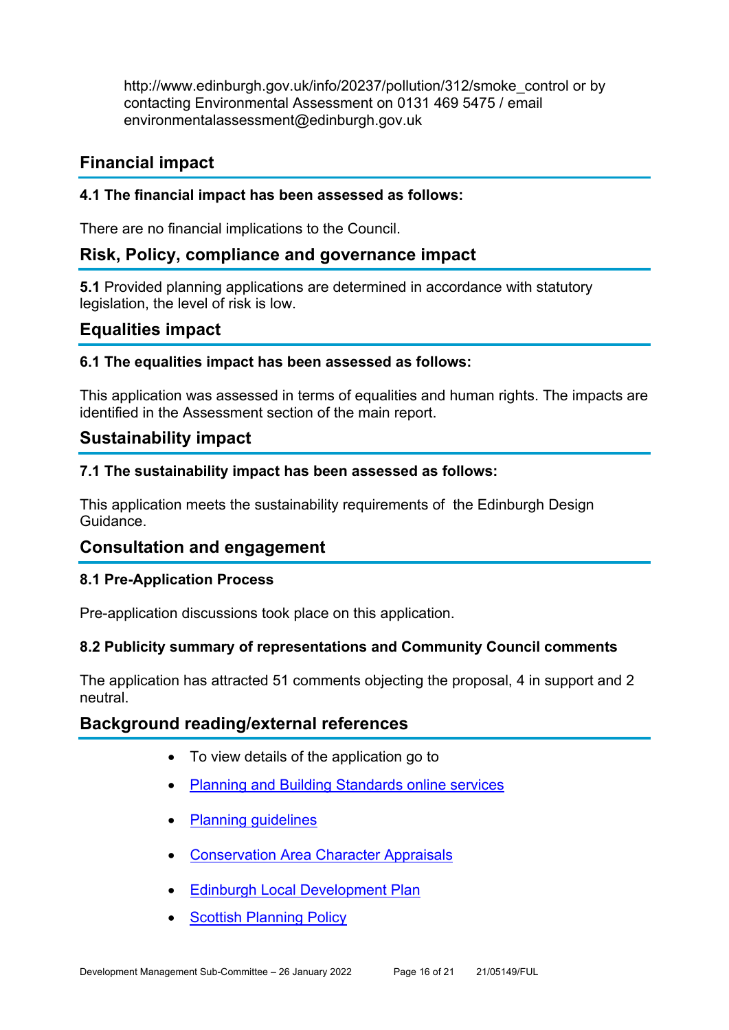http://www.edinburgh.gov.uk/info/20237/pollution/312/smoke_control or by contacting Environmental Assessment on 0131 469 5475 / email environmentalassessment@edinburgh.gov.uk

## Financial impact

**4.1 The financial impact has been assessed as follows:**

There are no financial implications to the Council.

## Risk, Policy, compliance and governance impact

**5.1** Provided planning applications are determined in accordance with statutory legislation, the level of risk is low.

## Equalities impact

**6.1 The equalities impact has been assessed as follows:**

This application was assessed in terms of equalities and human rights. The impacts are identified in the Assessment section of the main report.

## Sustainability impact

**7.1 The sustainability impact has been assessed as follows:**

This application meets the sustainability requirements of the Edinburgh Design Guidance.

## Consultation and engagement

**8.1 Pre-Application Process**

Pre-application discussions took place on this application.

**8.2 Publicity summary of representations and Community Council comments**

The application has attracted 51 comments objecting the proposal, 4 in support and 2 neutral.

## Background reading/external references

- To view details of the application go to
- Planning and Building Standards online services
- Planning guidelines
- Conservation Area Character Appraisals
- Edinburgh Local Development Plan
- Scottish Planning Policy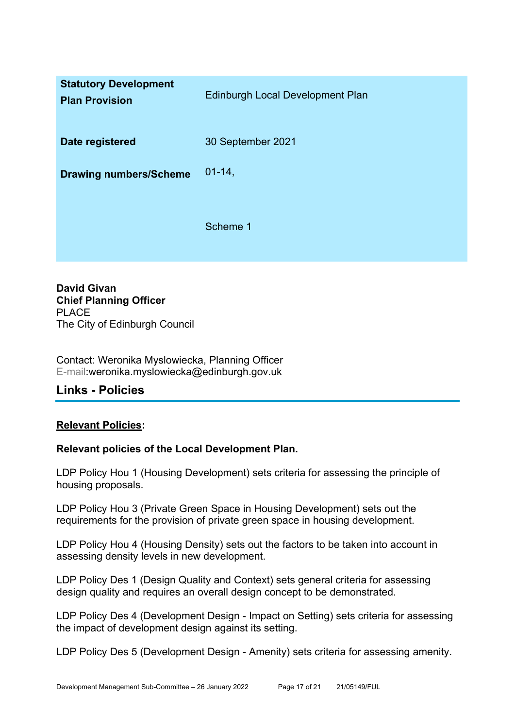| | |
|---|---|
| **Statutory Development Plan Provision** | Edinburgh Local Development Plan |
| **Date registered** | 30 September 2021 |
| **Drawing numbers/Scheme** | 01-14,<br><br>Scheme 1 |

**David Givan**
**Chief Planning Officer**
PLACE
The City of Edinburgh Council

Contact: Weronika Myslowiecka, Planning Officer
E-mail:weronika.myslowiecka@edinburgh.gov.uk

## Links - Policies

**Relevant Policies:**

**Relevant policies of the Local Development Plan.**

LDP Policy Hou 1 (Housing Development) sets criteria for assessing the principle of housing proposals.

LDP Policy Hou 3 (Private Green Space in Housing Development) sets out the requirements for the provision of private green space in housing development.

LDP Policy Hou 4 (Housing Density) sets out the factors to be taken into account in assessing density levels in new development.

LDP Policy Des 1 (Design Quality and Context) sets general criteria for assessing design quality and requires an overall design concept to be demonstrated.

LDP Policy Des 4 (Development Design - Impact on Setting) sets criteria for assessing the impact of development design against its setting.

LDP Policy Des 5 (Development Design - Amenity) sets criteria for assessing amenity.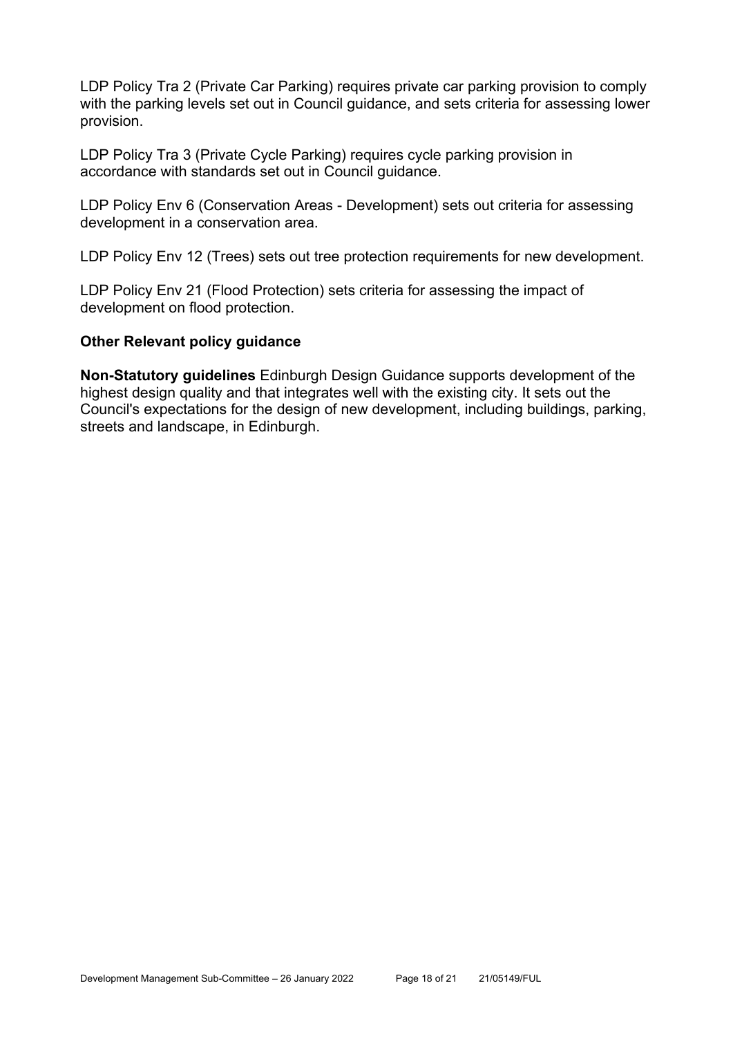LDP Policy Tra 2 (Private Car Parking) requires private car parking provision to comply with the parking levels set out in Council guidance, and sets criteria for assessing lower provision.

LDP Policy Tra 3 (Private Cycle Parking) requires cycle parking provision in accordance with standards set out in Council guidance.

LDP Policy Env 6 (Conservation Areas - Development) sets out criteria for assessing development in a conservation area.

LDP Policy Env 12 (Trees) sets out tree protection requirements for new development.

LDP Policy Env 21 (Flood Protection) sets criteria for assessing the impact of development on flood protection.

### Other Relevant policy guidance

**Non-Statutory guidelines** Edinburgh Design Guidance supports development of the highest design quality and that integrates well with the existing city. It sets out the Council's expectations for the design of new development, including buildings, parking, streets and landscape, in Edinburgh.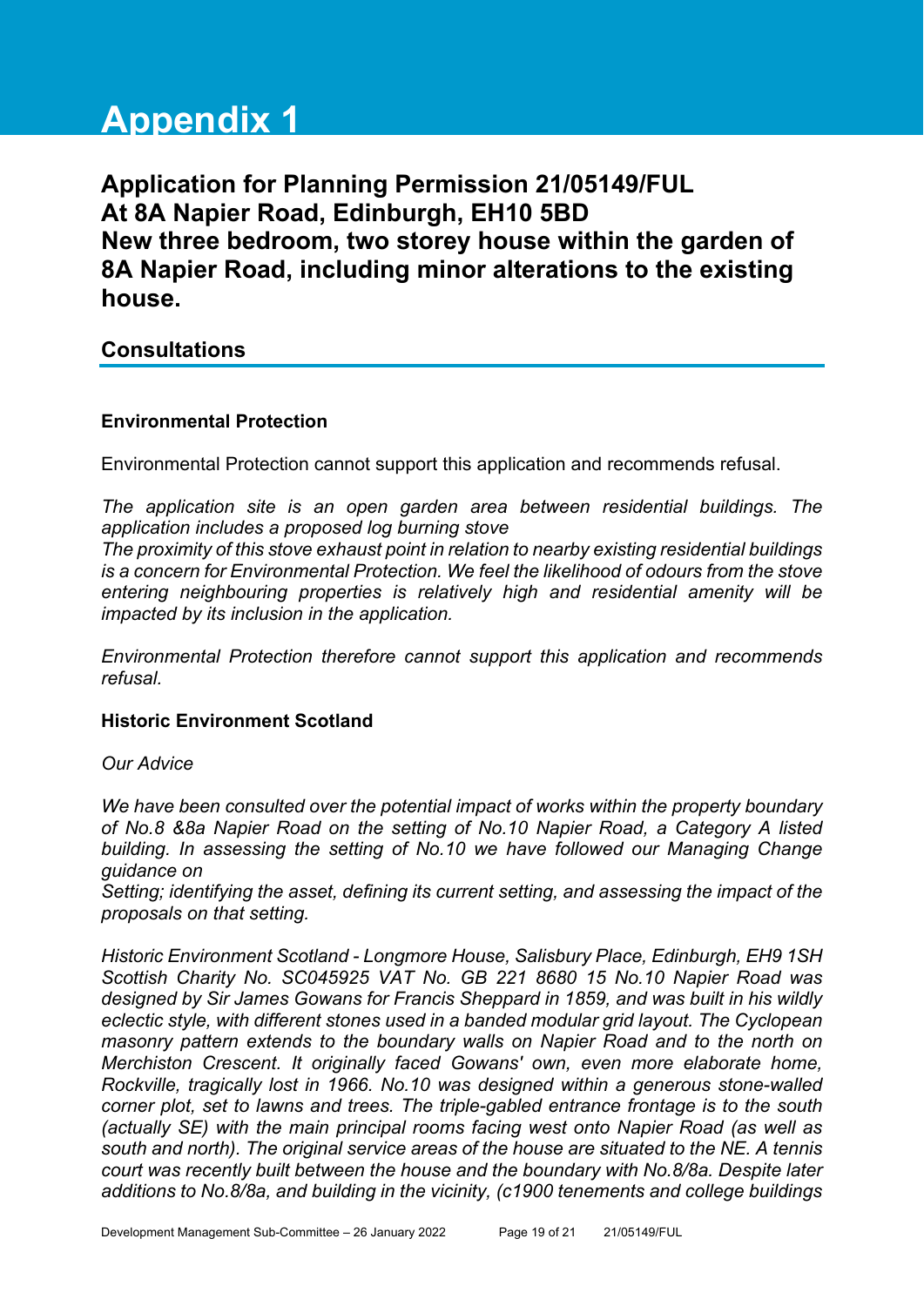# Appendix 1

## Application for Planning Permission 21/05149/FUL
## At 8A Napier Road, Edinburgh, EH10 5BD
## New three bedroom, two storey house within the garden of 8A Napier Road, including minor alterations to the existing house.

## Consultations

### Environmental Protection

Environmental Protection cannot support this application and recommends refusal.

*The application site is an open garden area between residential buildings. The application includes a proposed log burning stove*
*The proximity of this stove exhaust point in relation to nearby existing residential buildings is a concern for Environmental Protection. We feel the likelihood of odours from the stove entering neighbouring properties is relatively high and residential amenity will be impacted by its inclusion in the application.*

*Environmental Protection therefore cannot support this application and recommends refusal.*

### Historic Environment Scotland

*Our Advice*

*We have been consulted over the potential impact of works within the property boundary of No.8 &8a Napier Road on the setting of No.10 Napier Road, a Category A listed building. In assessing the setting of No.10 we have followed our Managing Change guidance on*
*Setting; identifying the asset, defining its current setting, and assessing the impact of the proposals on that setting.*

*Historic Environment Scotland - Longmore House, Salisbury Place, Edinburgh, EH9 1SH Scottish Charity No. SC045925 VAT No. GB 221 8680 15 No.10 Napier Road was designed by Sir James Gowans for Francis Sheppard in 1859, and was built in his wildly eclectic style, with different stones used in a banded modular grid layout. The Cyclopean masonry pattern extends to the boundary walls on Napier Road and to the north on Merchiston Crescent. It originally faced Gowans' own, even more elaborate home, Rockville, tragically lost in 1966. No.10 was designed within a generous stone-walled corner plot, set to lawns and trees. The triple-gabled entrance frontage is to the south (actually SE) with the main principal rooms facing west onto Napier Road (as well as south and north). The original service areas of the house are situated to the NE. A tennis court was recently built between the house and the boundary with No.8/8a. Despite later additions to No.8/8a, and building in the vicinity, (c1900 tenements and college buildings*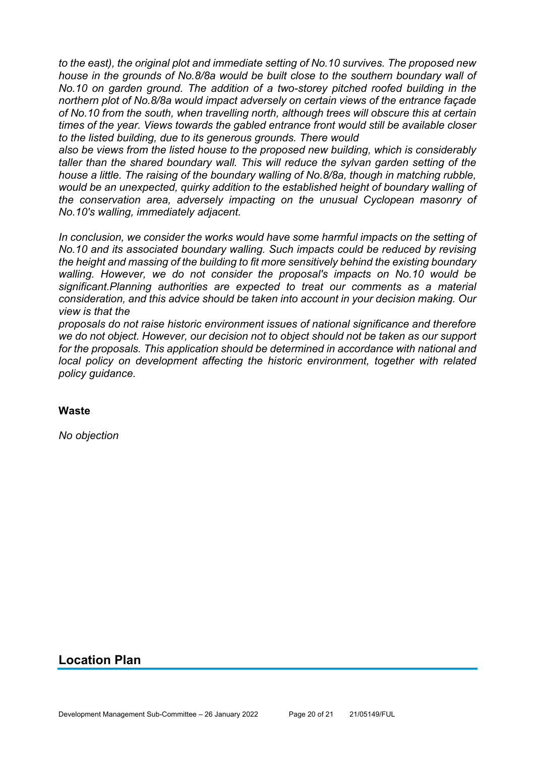*to the east), the original plot and immediate setting of No.10 survives. The proposed new house in the grounds of No.8/8a would be built close to the southern boundary wall of No.10 on garden ground. The addition of a two-storey pitched roofed building in the northern plot of No.8/8a would impact adversely on certain views of the entrance façade of No.10 from the south, when travelling north, although trees will obscure this at certain times of the year. Views towards the gabled entrance front would still be available closer to the listed building, due to its generous grounds. There would also be views from the listed house to the proposed new building, which is considerably taller than the shared boundary wall. This will reduce the sylvan garden setting of the house a little. The raising of the boundary walling of No.8/8a, though in matching rubble, would be an unexpected, quirky addition to the established height of boundary walling of the conservation area, adversely impacting on the unusual Cyclopean masonry of No.10's walling, immediately adjacent.*

*In conclusion, we consider the works would have some harmful impacts on the setting of No.10 and its associated boundary walling. Such impacts could be reduced by revising the height and massing of the building to fit more sensitively behind the existing boundary walling. However, we do not consider the proposal's impacts on No.10 would be significant.Planning authorities are expected to treat our comments as a material consideration, and this advice should be taken into account in your decision making. Our view is that the proposals do not raise historic environment issues of national significance and therefore we do not object. However, our decision not to object should not be taken as our support for the proposals. This application should be determined in accordance with national and local policy on development affecting the historic environment, together with related policy guidance.*

**Waste**

*No objection*

## Location Plan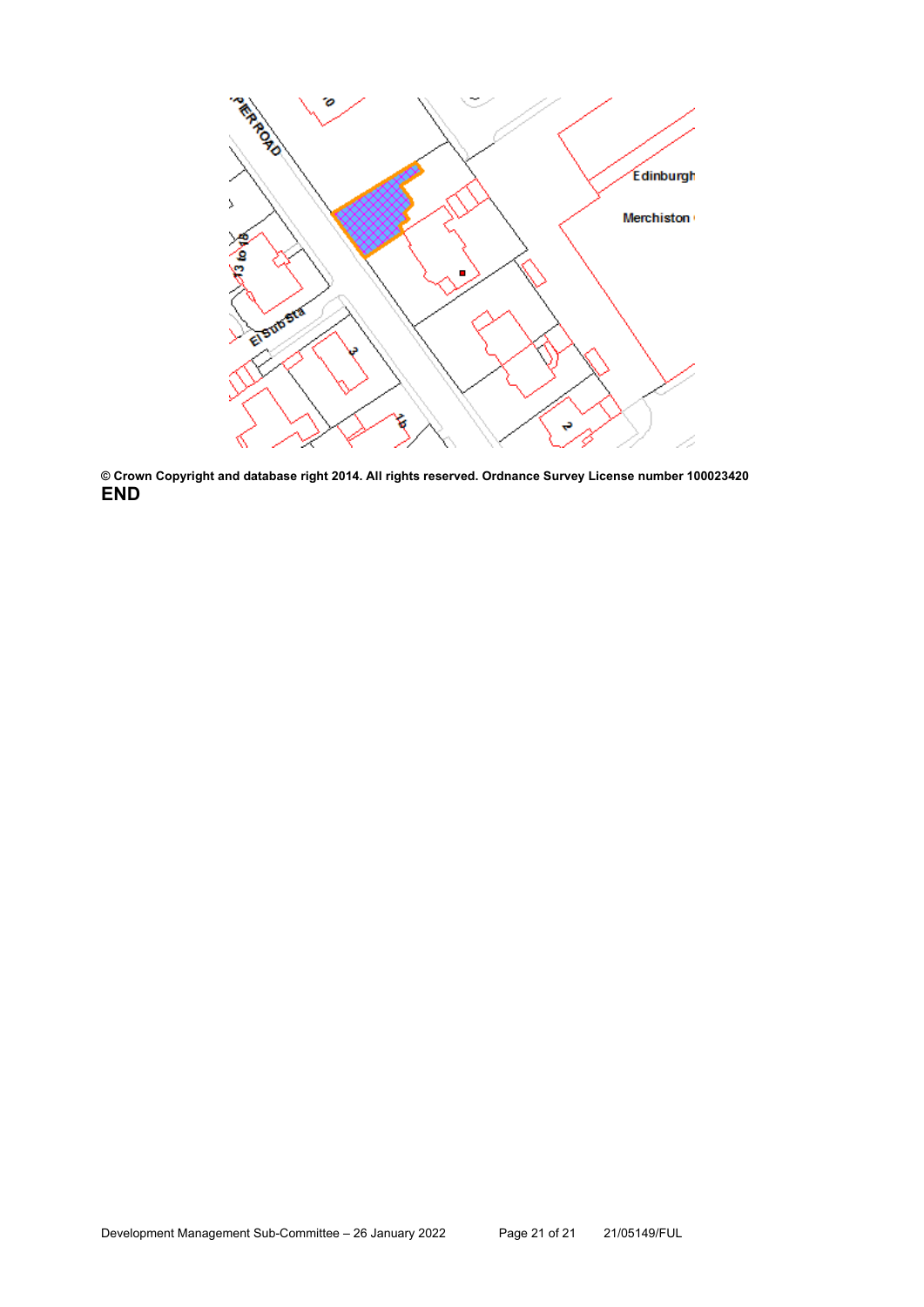© Crown Copyright and database right 2014. All rights reserved. Ordnance Survey License number 100023420

**END**